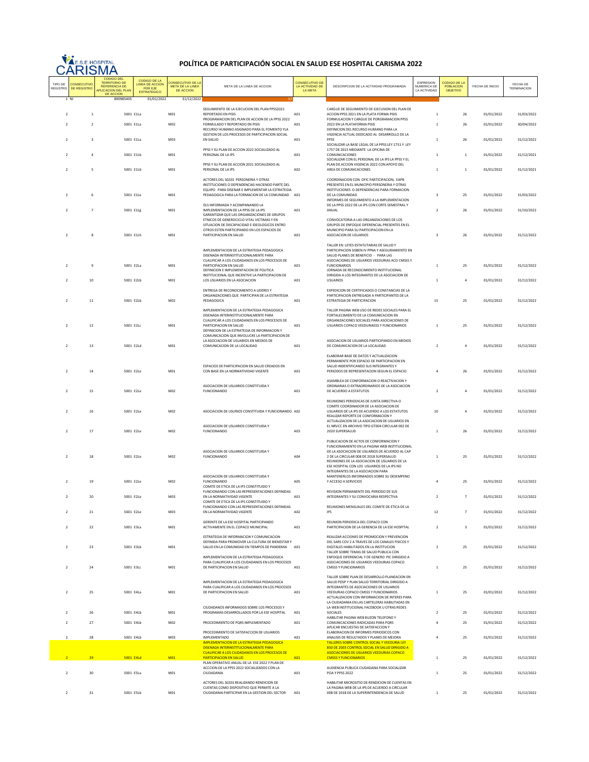E.S.E. HOSPITAL CARISMA

# POLÍTICA DE PARTICIPACIÓN SOCIAL EN SALUD ESE HOSPITAL CARISMA 2022

| TIPO DE REGISTRO | CONSECUTIVO DE REGISTRO | CODIGO DEL TERRITORIO DE REFERENCIA DE APLICACION DEL PLAN DE ACCION | CODIGO DE LA LINEA DE ACCION POR EJE ESTRATEGICO | CONSECUTIVO DE LA META DE LA LINEA DE ACCION | META DE LA LINEA DE ACCION | CONSECUTIVO DE LA ACTIVIDAD DE LA META | DESCRIPCION DE LA ACTIVIDAD PROGRAMADA | EXPRESION NUMERICA DE LA ACTIVIDAD | CODIGO DE LA POBLACION OBJETIVO | FECHA DE INICIO | FECHA DE TERMINACION |
|---|---|---|---|---|---|---|---|---|---|---|---|
| 1 | NI | 890985405 | 01/01/2022 | 31/12/2022 | 37 | | | | | | |
| 2 | 1 | 5001 | E1La | M01 | SEGUIMIENTO DE LA EJECUCION DEL PLAN PPSS2021 REPORTADO EN PISIS | A01 | CARGUE DE SEGUIMIENTO DE EJECUSION DEL PLAN DE ACCION PPSS 2021 EN LA PLATA FORMA PISIS | 1 | 26 | 01/01/2022 | 31/03/2022 |
| 2 | 2 | 5001 | E1La | M02 | PROGRAMACION DEL PLAN DE ACCION DE LA PPSS 2022 FORMULADO Y REPORTADO EN PISIS | A01 | FORMULACION Y CARGUE DE PORGRAMACION PPSS 2022 EN LA PLATAFORMA PISIS | 1 | 26 | 01/01/2022 | 30/04/2022 |
| 2 | 3 | 5001 | E1La | M03 | RECURSO HUMANO ASIGNADO PARA EL FOMENTO YLA GESTION DE LOS PROCESOS DE PARTICIPACION SOCIAL EN SALUD | A01 | DEFINICION DEL RECURSO HUMANO PARA LA VIGENCIA ACTUAL DEDICADO AL DESARROLLO DE LA PPSS | 1 | 26 | 01/01/2022 | 31/12/2022 |
| 2 | 4 | 5001 | E1Lb | M01 | PPSS Y SU PLAN DE ACCION 2022 SOCIALIZADO AL PERSONAL DE LA IPS | A01 | SOCIALIZAR LA BASE LEGAL DE LA PPSS LEY 1751 Y LEY 1757 DE 2015 MEDIANTE LA OFICINA DE COMUNICACIONES | 1 | 1 | 01/01/2022 | 31/12/2021 |
| 2 | 5 | 5001 | E1Lb | M01 | PPSS Y SU PLAN DE ACCION 2021 SOCIALIZADO AL PERSONAL DE LA IPS | A02 | SOCIALIZAR CON EL PERSONAL DE LA IPS LA PPSS Y EL PLAN DE ACCION VIGENCIA 2022 CON APOYO DEL AREA DE COMUNICACIONES | 1 | 1 | 01/01/2022 | 31/12/2021 |
| 2 | 6 | 5001 | E1Le | M01 | ACTORES DEL SGSSS PERSONERIA Y OTRAS INSTITUCIONES O DEPENDENCIAS HACIENDO PARTE DEL EQUIPO PARA DISENAR E IMPLEMENTAR LA ESTRATEGIA PEDAGOGICA PARA LA FORMACION DE LA COMUNIDAD | A01 | COORDINACION CON OFIC PARTICIPACION, EAPB PRESENTES EN EL MUNICIPIO PERSONERIA Y OTRAS INSTITUCIONES O DEPENDENCIAS PARA FORMACION DE LA COMUNIDAD | 3 | 25 | 01/01/2022 | 31/03/2022 |
| 2 | 7 | 5001 | E1Lg | M01 | DLS INFORMADA Y ACOMPANANDO LA IMPLEMENTACION DE LA PPSS DE LA IPS | A01 | INFORMES DE SEGUIMIENTO A LA IMPLEMENTACION DE LA PPSS 2022 DE LA IPS CON CORTE SEMESTRAL Y ANUAL | 2 | 26 | 01/01/2022 | 31/10/2022 |
| 2 | 8 | 5001 | E1Lh | M01 | GARANTIZAR QUE LAS ORGANIZACIONES DE GRUPOS ETNICOS DE GENEROCICLO VITAL VICTIMAS Y EN SITUACION DE DISCAPACIDAD E IDEOLOGICOS ENTRO OTROS ESTEN PARTICIPANDO EN LOS ESPACIOS DE PARTICIPACION EN SALUD | A01 | CONVOCATORIA A LAS ORGANIZACIONES DE LOS GRUPOS DE ENFOQUE DIFERENCIAL PRESENTES EN EL MUNICIPIO PARA SU PARTICIPACION EN LA ASOCIACION DE USUARIOS | 3 | 26 | 01/01/2022 | 31/12/2022 |
| 2 | 9 | 5001 | E2La | M01 | IMPLEMENTACION DE LA ESTRATEGIA PEDAGOGICA DISENADA INTERINSTITUCIONALMENTE PARA CUALIFICAR A LOS CIUDADANOS EN LOS PROCESOS DE PARTICIPACION EN SALUD | A01 | TALLER EN LEYES ESTATUTARIAS DE SALUD Y PARTICIPACION SISBEN IV PPNA Y ASEGURAMIENTO EN SALUD PLANES DE BENEFICIO - PARA LAS ASOCIACIONES DE USUARIOS VEEDURIAS ACO CMSSS Y FUNCIONARIOS | 1 | 25 | 01/01/2022 | 31/12/2022 |
| 2 | 10 | 5001 | E2Lb | M01 | DEFINICION E IMPLEMENTACION DE POLITICA INSTITUCIONAL QUE INCENTIVE LA PARTICIPACION DE LOS USUARIOS EN LA ASOCIACION | A01 | JORNADA DE RECONOCIMIENTO INSTITUCIONAL DIRIGIDA A LOS INTEGRANTES DE LA ASOCIACION DE USUARIOS | 1 | 4 | 01/01/2022 | 31/12/2022 |
| 2 | 11 | 5001 | E2Lb | M02 | ENTREGA DE RECONOCIMIENTO A LIDERES Y ORGANIZACIONES QUE PARTICIPAN DE LA ESTRATEGIA PEDAGOGICA | A01 | EXPEDICION DE CERTIFICADOS O CONSTANCIAS DE LA PARTICIPACION ENTREGADA A PARTICIPANTES DE LA ESTRATEGIA DE PARTICIPACION | 15 | 25 | 01/01/2022 | 31/12/2022 |
| 2 | 12 | 5001 | E2Lc | M01 | IMPLEMENTACION DE LA ESTRATEGIA PEDAGOGICA DISENADA INTERINSTITUCIONALMENTE PARA CUALIFICAR A LOS CIUDADANOS EN LOS PROCESOS DE PARTICIPACION EN SALUD | A01 | TALLER PAGINA WEB USO DE REDES SOCIALES PARA EL FORTALECIMIENTO DE LA COMUNICACION EN ORGANIZACIONES SOCIALES PARA ASOCIACIONES DE USUARIOS COPACO VEEDURIASSS Y FUNCIONARIOS | 1 | 25 | 01/01/2022 | 31/12/2022 |
| 2 | 13 | 5001 | E2Ld | M01 | DEFINICION DE LA ESTRATEGIA DE INFORMACION Y COMUNICACION QUE INVOLUCRE LA PARTICIPACION DE LA ASOCIACION DE USUARIOS EN MEDIOS DE COMUNICACION DE LA LOCALIDAD | A01 | ASOCIACION DE USUARIOS PARTICIPANDO EN MEDIOS DE COMUNICACION DE LA LOCALIDAD | 2 | 4 | 01/01/2022 | 31/12/2022 |
| 2 | 14 | 5001 | E2Le | M01 | ESPACIOS DE PARTICIPACION EN SALUD CREADOS EN CON BASE EN LA NORMATIVIDAD VIGENTE | A01 | ELABORAR BASE DE DATOS Y ACTUALIZACION PERMANENTE POR ESPACIO DE PARTICIPACION EN SALUD INDENTIFICANDO SUS INTEGRANTES Y PERIODOS DE REPRESENTACION SEGUN EL ESPACIO | 4 | 26 | 01/01/2022 | 31/12/2022 |
| 2 | 15 | 5001 | E2Le | M02 | ASOCIACION DE USUARIOS CONSTITUIDA Y FUNCIONANDO | A01 | ASAMBLEA DE CONFORMACION O REACTIVACION Y ORDINARIAS O EXTRAORDINARIOS DE LA ASOCIACION DE ACUERDO A ESTATUTOS | 2 | 4 | 01/01/2022 | 31/12/2022 |
| 2 | 16 | 5001 | E2Le | M02 | ASOCIACION DE USURIOS CONSTITUIDA Y FUNCIONANDO | A02 | REUNIONES PERIODICAS DE JUNTA DIRECTIVA O COMITE COORDINADOR DE LA ASOCIACION DE USUARIOS DE LA IPS DE ACUERDO A LOS ESTATUTOS | 10 | 4 | 01/01/2022 | 31/12/2022 |
| 2 | 17 | 5001 | E2Le | M02 | ASOCIACION DE USUARIOS CONSTITUIDA Y FUNCIONANDO | A03 | REALIZAR REPORTE DE CONFORMACION Y ACTUALIZACION DE LA ASOCIACION DE USUARIOS EN EL NRVCC EN ARCHIVO TIPO GT004 CIRCULAR 002 DE 2020 SUPERSALUD | 1 | 26 | 01/01/2022 | 31/12/2022 |
| 2 | 18 | 5001 | E2Le | M02 | ASOCIACION DE USUARIOS CONSTITUIDA Y FUNCIONANDO | A04 | PUBLICACION DE ACTOS DE CONFORMACION Y FUNCIONAMIENTO EN LA PAGINA WEB INSTITUCIONAL DE LA ASOCIACION DE USUARIOS DE ACUERDO AL CAP 2 DE LA CIRCULAR 008 DE 2018 SUPERSALUD | 1 | 25 | 01/01/2022 | 31/12/2022 |
| 2 | 19 | 5001 | E2Le | M02 | ASOCIACION DE USUARIOS CONSTITUIDA Y FUNCIONANDO | A05 | REUNIONES DE LA ASOCIACION DE USUARIOS DE LA ESE HOSPITAL CON LOS USUARIOS DE LA IPS NO INTEGRANTES DE LA ASOCIACION PARA MANTENERLOS INFORMADOS SOBRE SU DESEMPENO Y ACCESO A SERVICIOS | 4 | 25 | 01/01/2022 | 31/12/2022 |
| 2 | 20 | 5001 | E2Le | M03 | COMITE DE ETICA DE LA IPS CONSTITUIDO Y FUNCIONANDO CON LAS REPRESENTACIONES DEFINIDAS EN LA NORMATIVIDAD VIGENTE | A01 | REVISION PERMANENTE DEL PERIODO DE SUS INTEGRANTES Y SU CONVOCARIA RESPECTIVA | 2 | 7 | 01/01/2022 | 31/12/2022 |
| 2 | 21 | 5001 | E2Le | M03 | COMITE DE ETICA DE LA IPS CONSTITUIDO Y FUNCIONANDO CON LAS REPRESENTACIONES DEFINIDAS EN LA NORMATIVIDAD VIGENTE | A02 | REUNIONES MENSUALES DEL COMITE DE ETICA DE LA IPS | 12 | 7 | 01/01/2022 | 31/12/2022 |
| 2 | 22 | 5001 | E3La | M01 | GERENTE DE LA ESE HOSPITAL PARTICIPANDO ACTIVAMENTE EN EL COPACO MUNICIPAL | A01 | REUNION PERIODICA DEL COPACO CON PARTICIPACION DE LA GERENCIA DE LA ESE HOSPITAL | 2 | 3 | 01/01/2022 | 31/12/2022 |
| 2 | 23 | 5001 | E3Lb | M01 | ESTRATEGIA DE INFORMACION Y COMUNICACION DEFINIDA PARA PROMOVER LA CULTURA DE BIENESTAR Y SALUD EN LA COMUNIDAD EN TIEMPOS DE PANDEMIA | A01 | REALIZAR ACCIONES DE PROMOCION Y PREVENCION DEL SARS COV 2 A TRAVES DE LOS CANALES FISICOS Y DIGITALES HABILITADOS EN LA INSTITUCION | 2 | 25 | 01/01/2022 | 31/12/2022 |
| 2 | 24 | 5001 | E3Lc | M01 | IMPLEMENTACION DE LA ESTRATEGIA PEDAGOGICA PARA CUALIFICAR A LOS CIUDADANOS EN LOS PROCESOS DE PARTICIPACION EN SALUD | A01 | TALLER SOBRE TEMAS DE SALUD PUBLICA CON ENFOQUE DIFERENCIAL Y DE GENERO PIC DIRIGIDO A ASOCIACIONES DE USUARIOS VEEDURIAS COPACO CMSSS Y FUNCIONARIOS | 1 | 25 | 01/01/2022 | 31/12/2022 |
| 2 | 25 | 5001 | E4La | M01 | IMPLEMENTACION DE LA ESTRATEGIA PEDAGOGICA PARA CUALIFICAR A LOS CIUDADANOS EN LOS PROCESOS DE PARTICIPACION EN SALUD | A01 | TALLER SOBRE PLAN DE DESARROLLO PLANEACION EN SALUD PDSP Y PLAN SALUD TERRITORIAL DIRIGIDO A INTEGRANTES DE ASOCIACIONES DE USUARIOS VEEDURIAS COPACO CMSSS Y FUNCIONARIOS | 1 | 25 | 01/01/2022 | 31/12/2022 |
| 2 | 26 | 5001 | E4Lb | M01 | CIUDADANOS INFORMADOS SOBRE LOS PROCESOS Y PROGRAMAS DESARROLLADOS POR LA ESE HOSPITAL | A01 | ACTUALIZACION CON INFORMACION DE INTERES PARA LA CIUDADANIA EN LAS CARTELERAS HABILITADAS EN LA WEB INSTITUCIONAL FACEBOOK U OTRAS REDES SOCIALES | 2 | 25 | 01/01/2022 | 31/12/2022 |
| 2 | 27 | 5001 | E4Lb | M02 | PROCEDIMIENTO DE PQRS IMPLEMENTADO | A01 | HABILITAR PAGINA WEB BUZON TELEFONO Y COMUNICACIONES RADICADAS PARA PQRS | 4 | 25 | 01/01/2022 | 31/12/2022 |
| 2 | 28 | 5001 | E4Lb | M03 | PROCEDIMIENTO DE SATISFACCION DE USUARIOS IMPLEMENTADO | A01 | APLICAR ENCUESTAS DE SATISFACCION Y ELABORACION DE INFORMES PERIODICOS CON ANALISIS DE RESULTADOS Y PLANES DE MEJORA | 4 | 25 | 01/01/2022 | 31/12/2022 |
| 2 | 29 | 5001 | E4Ld | M01 | IMPLEMENTACION DE LA ESTRATEGIA PEDAGOGICA DISENADA INTERINSTITUCIONALMENTE PARA CUALIFICAR A LOS CIUDADANOS EN LOS PROCESOS DE PARTICIPACION EN SALUD | A01 | TALLERES SOBRE CONTROL SOCIAL Y VEEDURIA LEY 850 DE 2003 CONTROL SOCIAL EN SALUD DIRIGIDO A ASOCIACIONES DE USUARIOS VEEDURIAS COPACO CMSSS Y FUNCIONARIOS | 1 | 25 | 01/01/2022 | 31/12/2022 |
| 2 | 30 | 5001 | E5La | M01 | PLAN OPERATIVO ANUAL DE LA ESE 2022 Y PLAN DE ACCCION DE LA PPSS 2022 SOCIALIZADOS CON LA CIUDADANIA | A01 | AUDIENCIA PUBLICA CIUDADANA PARA SOCIALIZAR POA Y PPSS 2022 | 1 | 25 | 01/01/2022 | 31/12/2022 |
| 2 | 31 | 5001 | E5Lb | M01 | ACTORES DEL SGSSS REALIZANDO RENDICION DE CUENTAS COMO DISPOSITIVO QUE PERMITE A LA CIUDADANIA PARTICIPAR EN LA GESTION DEL SECTOR | A01 | HABILITAR MICROSITIO DE RENDICION DE CUENTAS EN LA PAGINA WEB DE LA IPS DE ACUERDO A CIRCULAR 008 DE 2018 DE LA SUPERINTENDENCIA DE SALUD | 1 | 25 | 01/01/2022 | 31/12/2022 |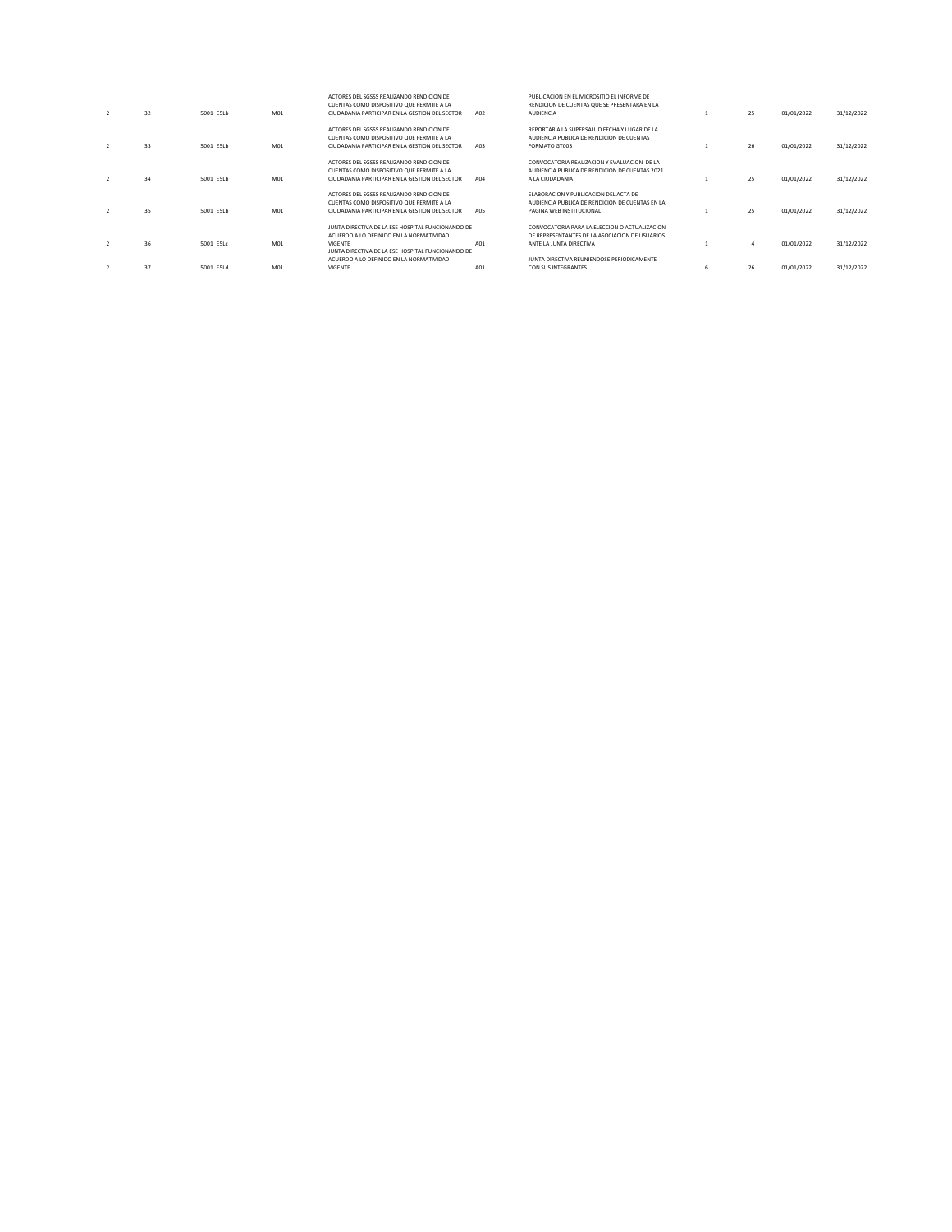| | | | | | | | | | | |
|---|---|---|---|---|---|---|---|---|---|---|
| 2 | 32 | 5001 E5Lb | M01 | ACTORES DEL SGSSS REALIZANDO RENDICION DE CUENTAS COMO DISPOSITIVO QUE PERMITE A LA CIUDADANIA PARTICIPAR EN LA GESTION DEL SECTOR | A02 | PUBLICACION EN EL MICROSITIO EL INFORME DE RENDICION DE CUENTAS QUE SE PRESENTARA EN LA AUDIENCIA | 1 | 25 | 01/01/2022 | 31/12/2022 |
| 2 | 33 | 5001 E5Lb | M01 | ACTORES DEL SGSSS REALIZANDO RENDICION DE CUENTAS COMO DISPOSITIVO QUE PERMITE A LA CIUDADANIA PARTICIPAR EN LA GESTION DEL SECTOR | A03 | REPORTAR A LA SUPERSALUD FECHA Y LUGAR DE LA AUDIENCIA PUBLICA DE RENDICION DE CUENTAS FORMATO GT003 | 1 | 26 | 01/01/2022 | 31/12/2022 |
| 2 | 34 | 5001 E5Lb | M01 | ACTORES DEL SGSSS REALIZANDO RENDICION DE CUENTAS COMO DISPOSITIVO QUE PERMITE A LA CIUDADANIA PARTICIPAR EN LA GESTION DEL SECTOR | A04 | CONVOCATORIA REALIZACION Y EVALUACION DE LA AUDIENCIA PUBLICA DE RENDICION DE CUENTAS 2021 A LA CIUDADANIA | 1 | 25 | 01/01/2022 | 31/12/2022 |
| 2 | 35 | 5001 E5Lb | M01 | ACTORES DEL SGSSS REALIZANDO RENDICION DE CUENTAS COMO DISPOSITIVO QUE PERMITE A LA CIUDADANIA PARTICIPAR EN LA GESTION DEL SECTOR | A05 | ELABORACION Y PUBLICACION DEL ACTA DE AUDIENCIA PUBLICA DE RENDICION DE CUENTAS EN LA PAGINA WEB INSTITUCIONAL | 1 | 25 | 01/01/2022 | 31/12/2022 |
| 2 | 36 | 5001 E5Lc | M01 | JUNTA DIRECTIVA DE LA ESE HOSPITAL FUNCIONANDO DE ACUERDO A LO DEFINIDO EN LA NORMATIVIDAD VIGENTE | A01 | CONVOCATORIA PARA LA ELECCION O ACTUALIZACION DE REPRESENTANTES DE LA ASOCIACION DE USUARIOS ANTE LA JUNTA DIRECTIVA | 1 | 4 | 01/01/2022 | 31/12/2022 |
| 2 | 37 | 5001 E5Ld | M01 | JUNTA DIRECTIVA DE LA ESE HOSPITAL FUNCIONANDO DE ACUERDO A LO DEFINIDO EN LA NORMATIVIDAD VIGENTE | A01 | JUNTA DIRECTIVA REUNIENDOSE PERIODICAMENTE CON SUS INTEGRANTES | 6 | 26 | 01/01/2022 | 31/12/2022 |